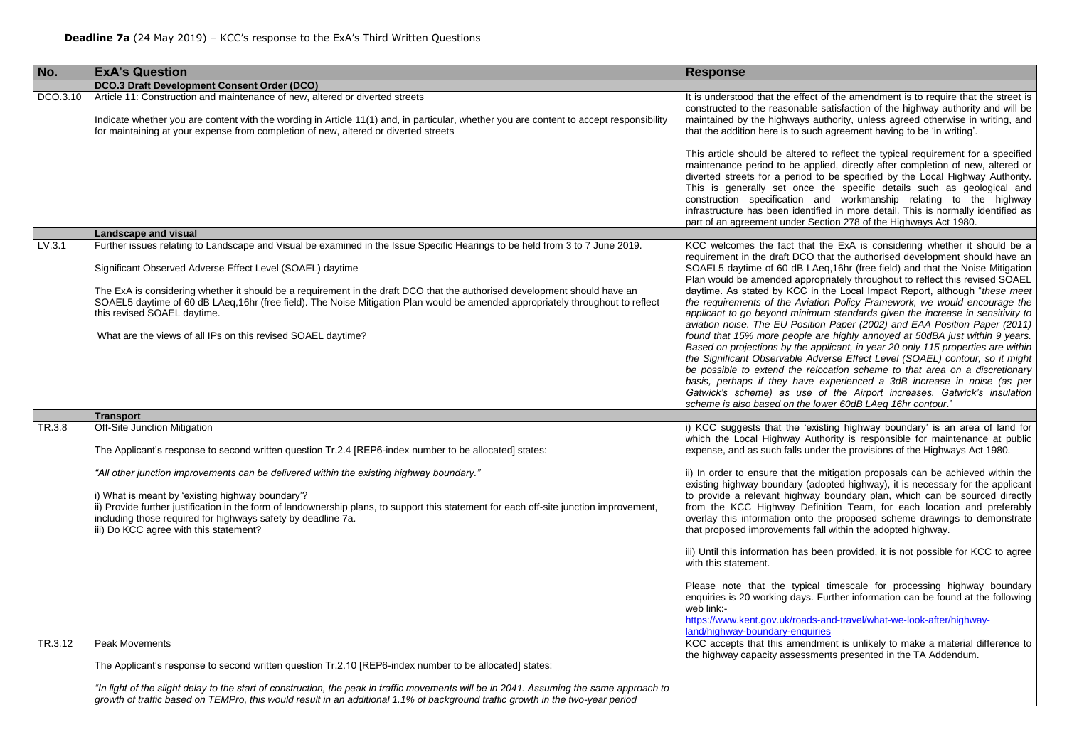**Deadline 7a** (24 May 2019) – KCC's response to the ExA's Third Written Questions

| No. | ExA's Question | Response |
|---|---|---|
| | **DCO.3 Draft Development Consent Order (DCO)** | |
| DCO.3.10 | Article 11: Construction and maintenance of new, altered or diverted streets<br><br>Indicate whether you are content with the wording in Article 11(1) and, in particular, whether you are content to accept responsibility for maintaining at your expense from completion of new, altered or diverted streets | It is understood that the effect of the amendment is to require that the street is constructed to the reasonable satisfaction of the highway authority and will be maintained by the highways authority, unless agreed otherwise in writing, and that the addition here is to such agreement having to be 'in writing'.<br><br>This article should be altered to reflect the typical requirement for a specified maintenance period to be applied, directly after completion of new, altered or diverted streets for a period to be specified by the Local Highway Authority. This is generally set once the specific details such as geological and construction specification and workmanship relating to the highway infrastructure has been identified in more detail. This is normally identified as part of an agreement under Section 278 of the Highways Act 1980. |
| | **Landscape and visual** | |
| LV.3.1 | Further issues relating to Landscape and Visual be examined in the Issue Specific Hearings to be held from 3 to 7 June 2019.<br><br>Significant Observed Adverse Effect Level (SOAEL) daytime<br><br>The ExA is considering whether it should be a requirement in the draft DCO that the authorised development should have an SOAEL5 daytime of 60 dB LAeq,16hr (free field). The Noise Mitigation Plan would be amended appropriately throughout to reflect this revised SOAEL daytime.<br><br>What are the views of all IPs on this revised SOAEL daytime? | KCC welcomes the fact that the ExA is considering whether it should be a requirement in the draft DCO that the authorised development should have an SOAEL5 daytime of 60 dB LAeq,16hr (free field) and that the Noise Mitigation Plan would be amended appropriately throughout to reflect this revised SOAEL daytime. As stated by KCC in the Local Impact Report, although "*these meet the requirements of the Aviation Policy Framework, we would encourage the applicant to go beyond minimum standards given the increase in sensitivity to aviation noise. The EU Position Paper (2002) and EAA Position Paper (2011) found that 15% more people are highly annoyed at 50dBA just within 9 years. Based on projections by the applicant, in year 20 only 115 properties are within the Significant Observable Adverse Effect Level (SOAEL) contour, so it might be possible to extend the relocation scheme to that area on a discretionary basis, perhaps if they have experienced a 3dB increase in noise (as per Gatwick's scheme) as use of the Airport increases. Gatwick's insulation scheme is also based on the lower 60dB LAeq 16hr contour.*" |
| | **Transport** | |
| TR.3.8 | Off-Site Junction Mitigation<br><br>The Applicant's response to second written question Tr.2.4 [REP6-index number to be allocated] states:<br><br>*"All other junction improvements can be delivered within the existing highway boundary."*<br><br>i) What is meant by 'existing highway boundary'?<br>ii) Provide further justification in the form of landownership plans, to support this statement for each off-site junction improvement, including those required for highways safety by deadline 7a.<br>iii) Do KCC agree with this statement? | i) KCC suggests that the 'existing highway boundary' is an area of land for which the Local Highway Authority is responsible for maintenance at public expense, and as such falls under the provisions of the Highways Act 1980.<br><br>ii) In order to ensure that the mitigation proposals can be achieved within the existing highway boundary (adopted highway), it is necessary for the applicant to provide a relevant highway boundary plan, which can be sourced directly from the KCC Highway Definition Team, for each location and preferably overlay this information onto the proposed scheme drawings to demonstrate that proposed improvements fall within the adopted highway.<br><br>iii) Until this information has been provided, it is not possible for KCC to agree with this statement.<br><br>Please note that the typical timescale for processing highway boundary enquiries is 20 working days. Further information can be found at the following web link:-<br>https://www.kent.gov.uk/roads-and-travel/what-we-look-after/highway-land/highway-boundary-enquiries |
| TR.3.12 | Peak Movements<br><br>The Applicant's response to second written question Tr.2.10 [REP6-index number to be allocated] states:<br><br>*"In light of the slight delay to the start of construction, the peak in traffic movements will be in 2041. Assuming the same approach to growth of traffic based on TEMPro, this would result in an additional 1.1% of background traffic growth in the two-year period* | KCC accepts that this amendment is unlikely to make a material difference to the highway capacity assessments presented in the TA Addendum. |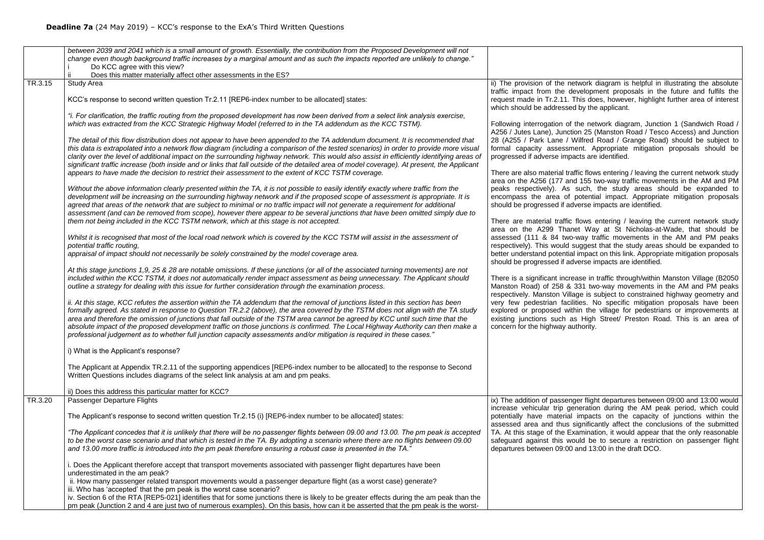**Deadline 7a** (24 May 2019) – KCC's response to the ExA's Third Written Questions

| | | |
|---|---|---|
| | *between 2039 and 2041 which is a small amount of growth. Essentially, the contribution from the Proposed Development will not change even though background traffic increases by a marginal amount and as such the impacts reported are unlikely to change."*<br>i Do KCC agree with this view?<br>ii Does this matter materially affect other assessments in the ES? | |
| TR.3.15 | Study Area<br><br>KCC's response to second written question Tr.2.11 [REP6-index number to be allocated] states:<br><br>*"i. For clarification, the traffic routing from the proposed development has now been derived from a select link analysis exercise, which was extracted from the KCC Strategic Highway Model (referred to in the TA addendum as the KCC TSTM).*<br><br>*The detail of this flow distribution does not appear to have been appended to the TA addendum document. It is recommended that this data is extrapolated into a network flow diagram (including a comparison of the tested scenarios) in order to provide more visual clarity over the level of additional impact on the surrounding highway network. This would also assist in efficiently identifying areas of significant traffic increase (both inside and or links that fall outside of the detailed area of model coverage). At present, the Applicant appears to have made the decision to restrict their assessment to the extent of KCC TSTM coverage.*<br><br>*Without the above information clearly presented within the TA, it is not possible to easily identify exactly where traffic from the development will be increasing on the surrounding highway network and if the proposed scope of assessment is appropriate. It is agreed that areas of the network that are subject to minimal or no traffic impact will not generate a requirement for additional assessment (and can be removed from scope), however there appear to be several junctions that have been omitted simply due to them not being included in the KCC TSTM network, which at this stage is not accepted.*<br><br>*Whilst it is recognised that most of the local road network which is covered by the KCC TSTM will assist in the assessment of potential traffic routing,*<br>*appraisal of impact should not necessarily be solely constrained by the model coverage area.*<br><br>*At this stage junctions 1,9, 25 & 28 are notable omissions. If these junctions (or all of the associated turning movements) are not included within the KCC TSTM, it does not automatically render impact assessment as being unnecessary. The Applicant should outline a strategy for dealing with this issue for further consideration through the examination process.*<br><br>*ii. At this stage, KCC refutes the assertion within the TA addendum that the removal of junctions listed in this section has been formally agreed. As stated in response to Question TR.2.2 (above), the area covered by the TSTM does not align with the TA study area and therefore the omission of junctions that fall outside of the TSTM area cannot be agreed by KCC until such time that the absolute impact of the proposed development traffic on those junctions is confirmed. The Local Highway Authority can then make a professional judgement as to whether full junction capacity assessments and/or mitigation is required in these cases."*<br><br>i) What is the Applicant's response?<br><br>The Applicant at Appendix TR.2.11 of the supporting appendices [REP6-index number to be allocated] to the response to Second Written Questions includes diagrams of the select link analysis at am and pm peaks.<br><br>ii) Does this address this particular matter for KCC? | ii) The provision of the network diagram is helpful in illustrating the absolute traffic impact from the development proposals in the future and fulfils the request made in Tr.2.11. This does, however, highlight further area of interest which should be addressed by the applicant.<br><br>Following interrogation of the network diagram, Junction 1 (Sandwich Road / A256 / Jutes Lane), Junction 25 (Manston Road / Tesco Access) and Junction 28 (A255 / Park Lane / Wilfred Road / Grange Road) should be subject to formal capacity assessment. Appropriate mitigation proposals should be progressed if adverse impacts are identified.<br><br>There are also material traffic flows entering / leaving the current network study area on the A256 (177 and 155 two-way traffic movements in the AM and PM peaks respectively). As such, the study areas should be expanded to encompass the area of potential impact. Appropriate mitigation proposals should be progressed if adverse impacts are identified.<br><br>There are material traffic flows entering / leaving the current network study area on the A299 Thanet Way at St Nicholas-at-Wade, that should be assessed (111 & 84 two-way traffic movements in the AM and PM peaks respectively). This would suggest that the study areas should be expanded to better understand potential impact on this link. Appropriate mitigation proposals should be progressed if adverse impacts are identified.<br><br>There is a significant increase in traffic through/within Manston Village (B2050 Manston Road) of 258 & 331 two-way movements in the AM and PM peaks respectively. Manston Village is subject to constrained highway geometry and very few pedestrian facilities. No specific mitigation proposals have been explored or proposed within the village for pedestrians or improvements at existing junctions such as High Street/ Preston Road. This is an area of concern for the highway authority. |
| TR.3.20 | Passenger Departure Flights<br><br>The Applicant's response to second written question Tr.2.15 (i) [REP6-index number to be allocated] states:<br><br>*"The Applicant concedes that it is unlikely that there will be no passenger flights between 09.00 and 13.00. The pm peak is accepted to be the worst case scenario and that which is tested in the TA. By adopting a scenario where there are no flights between 09.00 and 13.00 more traffic is introduced into the pm peak therefore ensuring a robust case is presented in the TA."*<br><br>i. Does the Applicant therefore accept that transport movements associated with passenger flight departures have been underestimated in the am peak?<br>ii. How many passenger related transport movements would a passenger departure flight (as a worst case) generate?<br>iii. Who has 'accepted' that the pm peak is the worst case scenario?<br>iv. Section 6 of the RTA [REP5-021] identifies that for some junctions there is likely to be greater effects during the am peak than the pm peak (Junction 2 and 4 are just two of numerous examples). On this basis, how can it be asserted that the pm peak is the worst- | ix) The addition of passenger flight departures between 09:00 and 13:00 would increase vehicular trip generation during the AM peak period, which could potentially have material impacts on the capacity of junctions within the assessed area and thus significantly affect the conclusions of the submitted TA. At this stage of the Examination, it would appear that the only reasonable safeguard against this would be to secure a restriction on passenger flight departures between 09:00 and 13:00 in the draft DCO. |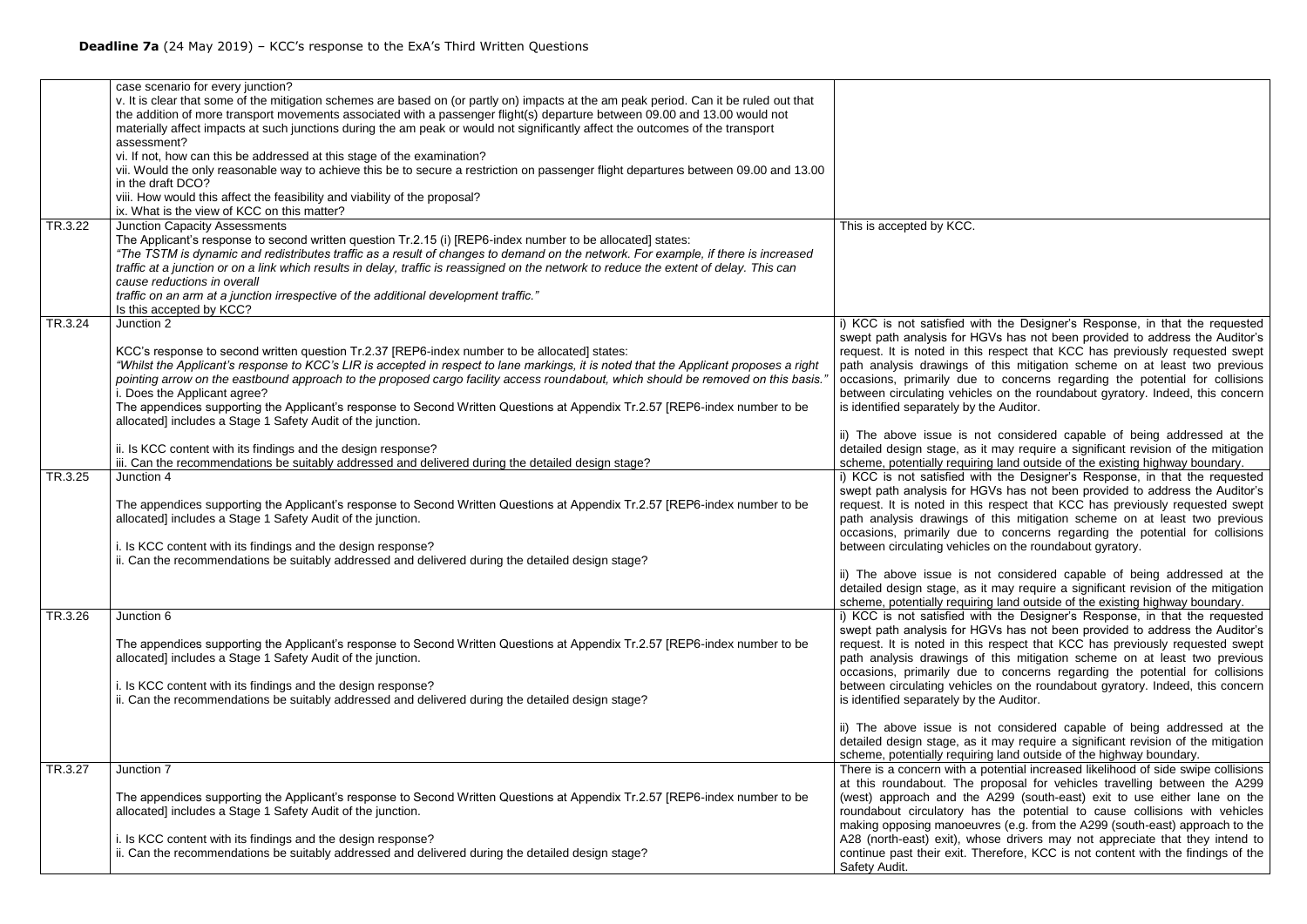**Deadline 7a** (24 May 2019) – KCC's response to the ExA's Third Written Questions

| | | |
|---|---|---|
| | case scenario for every junction?<br>v. It is clear that some of the mitigation schemes are based on (or partly on) impacts at the am peak period. Can it be ruled out that the addition of more transport movements associated with a passenger flight(s) departure between 09.00 and 13.00 would not materially affect impacts at such junctions during the am peak or would not significantly affect the outcomes of the transport assessment?<br>vi. If not, how can this be addressed at this stage of the examination?<br>vii. Would the only reasonable way to achieve this be to secure a restriction on passenger flight departures between 09.00 and 13.00 in the draft DCO?<br>viii. How would this affect the feasibility and viability of the proposal?<br>ix. What is the view of KCC on this matter? | |
| TR.3.22 | Junction Capacity Assessments<br>The Applicant's response to second written question Tr.2.15 (i) [REP6-index number to be allocated] states:<br>*"The TSTM is dynamic and redistributes traffic as a result of changes to demand on the network. For example, if there is increased traffic at a junction or on a link which results in delay, traffic is reassigned on the network to reduce the extent of delay. This can cause reductions in overall traffic on an arm at a junction irrespective of the additional development traffic."*<br>Is this accepted by KCC? | This is accepted by KCC. |
| TR.3.24 | Junction 2<br><br>KCC's response to second written question Tr.2.37 [REP6-index number to be allocated] states:<br>*"Whilst the Applicant's response to KCC's LIR is accepted in respect to lane markings, it is noted that the Applicant proposes a right pointing arrow on the eastbound approach to the proposed cargo facility access roundabout, which should be removed on this basis."*<br>i. Does the Applicant agree?<br>The appendices supporting the Applicant's response to Second Written Questions at Appendix Tr.2.57 [REP6-index number to be allocated] includes a Stage 1 Safety Audit of the junction.<br><br>ii. Is KCC content with its findings and the design response?<br>iii. Can the recommendations be suitably addressed and delivered during the detailed design stage? | i) KCC is not satisfied with the Designer's Response, in that the requested swept path analysis for HGVs has not been provided to address the Auditor's request. It is noted in this respect that KCC has previously requested swept path analysis drawings of this mitigation scheme on at least two previous occasions, primarily due to concerns regarding the potential for collisions between circulating vehicles on the roundabout gyratory. Indeed, this concern is identified separately by the Auditor.<br><br>ii) The above issue is not considered capable of being addressed at the detailed design stage, as it may require a significant revision of the mitigation scheme, potentially requiring land outside of the existing highway boundary. |
| TR.3.25 | Junction 4<br><br>The appendices supporting the Applicant's response to Second Written Questions at Appendix Tr.2.57 [REP6-index number to be allocated] includes a Stage 1 Safety Audit of the junction.<br><br>i. Is KCC content with its findings and the design response?<br>ii. Can the recommendations be suitably addressed and delivered during the detailed design stage? | i) KCC is not satisfied with the Designer's Response, in that the requested swept path analysis for HGVs has not been provided to address the Auditor's request. It is noted in this respect that KCC has previously requested swept path analysis drawings of this mitigation scheme on at least two previous occasions, primarily due to concerns regarding the potential for collisions between circulating vehicles on the roundabout gyratory.<br><br>ii) The above issue is not considered capable of being addressed at the detailed design stage, as it may require a significant revision of the mitigation scheme, potentially requiring land outside of the existing highway boundary. |
| TR.3.26 | Junction 6<br><br>The appendices supporting the Applicant's response to Second Written Questions at Appendix Tr.2.57 [REP6-index number to be allocated] includes a Stage 1 Safety Audit of the junction.<br><br>i. Is KCC content with its findings and the design response?<br>ii. Can the recommendations be suitably addressed and delivered during the detailed design stage? | i) KCC is not satisfied with the Designer's Response, in that the requested swept path analysis for HGVs has not been provided to address the Auditor's request. It is noted in this respect that KCC has previously requested swept path analysis drawings of this mitigation scheme on at least two previous occasions, primarily due to concerns regarding the potential for collisions between circulating vehicles on the roundabout gyratory. Indeed, this concern is identified separately by the Auditor.<br><br>ii) The above issue is not considered capable of being addressed at the detailed design stage, as it may require a significant revision of the mitigation scheme, potentially requiring land outside of the highway boundary. |
| TR.3.27 | Junction 7<br><br>The appendices supporting the Applicant's response to Second Written Questions at Appendix Tr.2.57 [REP6-index number to be allocated] includes a Stage 1 Safety Audit of the junction.<br><br>i. Is KCC content with its findings and the design response?<br>ii. Can the recommendations be suitably addressed and delivered during the detailed design stage? | There is a concern with a potential increased likelihood of side swipe collisions at this roundabout. The proposal for vehicles travelling between the A299 (west) approach and the A299 (south-east) exit to use either lane on the roundabout circulatory has the potential to cause collisions with vehicles making opposing manoeuvres (e.g. from the A299 (south-east) approach to the A28 (north-east) exit), whose drivers may not appreciate that they intend to continue past their exit. Therefore, KCC is not content with the findings of the Safety Audit. |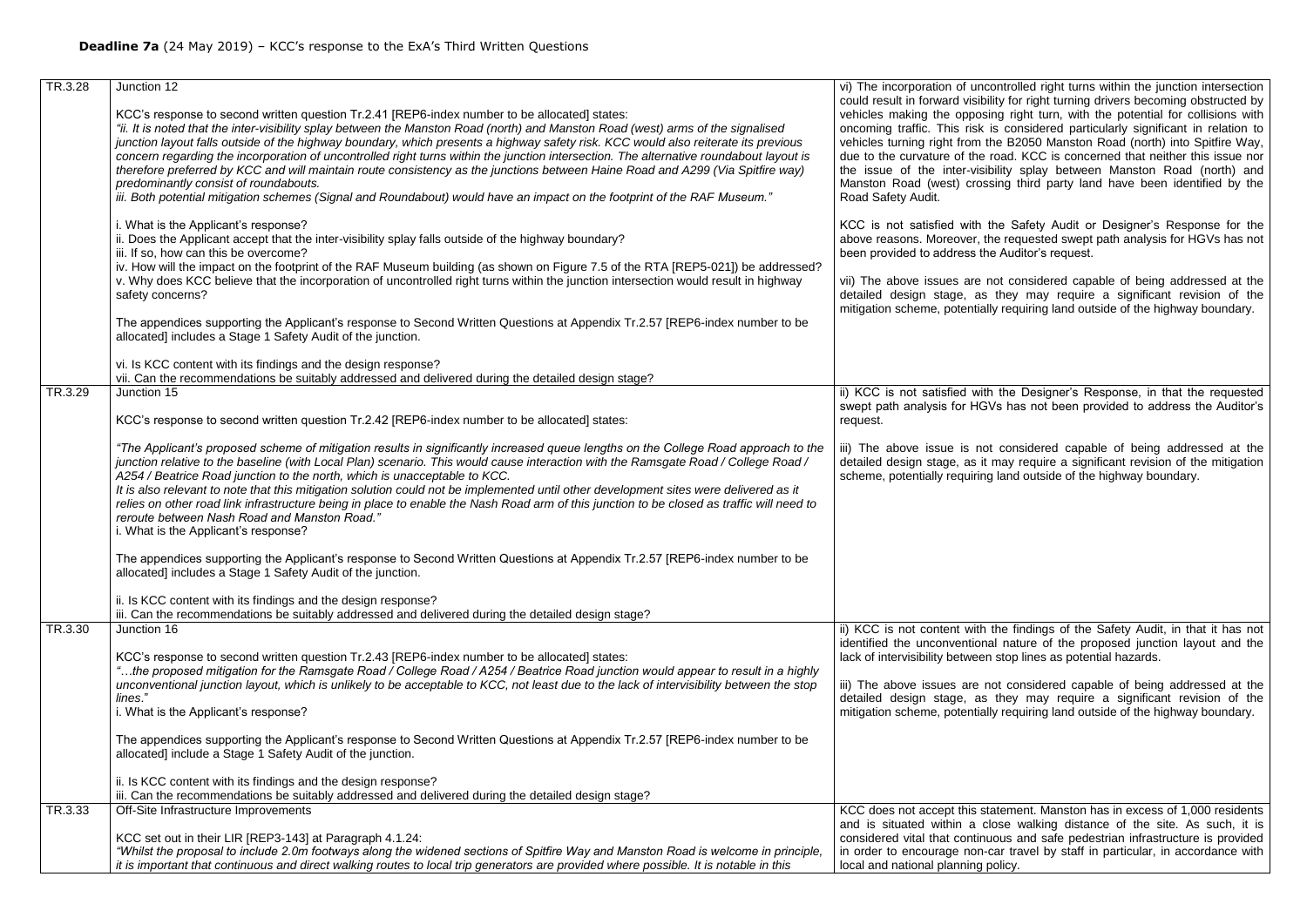**Deadline 7a** (24 May 2019) – KCC's response to the ExA's Third Written Questions

| | | |
|---|---|---|
| TR.3.28 | Junction 12<br><br>KCC's response to second written question Tr.2.41 [REP6-index number to be allocated] states:<br>*"ii. It is noted that the inter-visibility splay between the Manston Road (north) and Manston Road (west) arms of the signalised junction layout falls outside of the highway boundary, which presents a highway safety risk. KCC would also reiterate its previous concern regarding the incorporation of uncontrolled right turns within the junction intersection. The alternative roundabout layout is therefore preferred by KCC and will maintain route consistency as the junctions between Haine Road and A299 (Via Spitfire way) predominantly consist of roundabouts.*<br>*iii. Both potential mitigation schemes (Signal and Roundabout) would have an impact on the footprint of the RAF Museum."*<br><br>i. What is the Applicant's response?<br>ii. Does the Applicant accept that the inter-visibility splay falls outside of the highway boundary?<br>iii. If so, how can this be overcome?<br>iv. How will the impact on the footprint of the RAF Museum building (as shown on Figure 7.5 of the RTA [REP5-021]) be addressed?<br>v. Why does KCC believe that the incorporation of uncontrolled right turns within the junction intersection would result in highway safety concerns?<br><br>The appendices supporting the Applicant's response to Second Written Questions at Appendix Tr.2.57 [REP6-index number to be allocated] includes a Stage 1 Safety Audit of the junction.<br><br>vi. Is KCC content with its findings and the design response?<br>vii. Can the recommendations be suitably addressed and delivered during the detailed design stage? | vi) The incorporation of uncontrolled right turns within the junction intersection could result in forward visibility for right turning drivers becoming obstructed by vehicles making the opposing right turn, with the potential for collisions with oncoming traffic. This risk is considered particularly significant in relation to vehicles turning right from the B2050 Manston Road (north) into Spitfire Way, due to the curvature of the road. KCC is concerned that neither this issue nor the issue of the inter-visibility splay between Manston Road (north) and Manston Road (west) crossing third party land have been identified by the Road Safety Audit.<br><br>KCC is not satisfied with the Safety Audit or Designer's Response for the above reasons. Moreover, the requested swept path analysis for HGVs has not been provided to address the Auditor's request.<br><br>vii) The above issues are not considered capable of being addressed at the detailed design stage, as they may require a significant revision of the mitigation scheme, potentially requiring land outside of the highway boundary. |
| TR.3.29 | Junction 15<br><br>KCC's response to second written question Tr.2.42 [REP6-index number to be allocated] states:<br><br>*"The Applicant's proposed scheme of mitigation results in significantly increased queue lengths on the College Road approach to the junction relative to the baseline (with Local Plan) scenario. This would cause interaction with the Ramsgate Road / College Road / A254 / Beatrice Road junction to the north, which is unacceptable to KCC.*<br>*It is also relevant to note that this mitigation solution could not be implemented until other development sites were delivered as it relies on other road link infrastructure being in place to enable the Nash Road arm of this junction to be closed as traffic will need to reroute between Nash Road and Manston Road."*<br>i. What is the Applicant's response?<br><br>The appendices supporting the Applicant's response to Second Written Questions at Appendix Tr.2.57 [REP6-index number to be allocated] includes a Stage 1 Safety Audit of the junction.<br><br>ii. Is KCC content with its findings and the design response?<br>iii. Can the recommendations be suitably addressed and delivered during the detailed design stage? | ii) KCC is not satisfied with the Designer's Response, in that the requested swept path analysis for HGVs has not been provided to address the Auditor's request.<br><br>iii) The above issue is not considered capable of being addressed at the detailed design stage, as it may require a significant revision of the mitigation scheme, potentially requiring land outside of the highway boundary. |
| TR.3.30 | Junction 16<br><br>KCC's response to second written question Tr.2.43 [REP6-index number to be allocated] states:<br>*"…the proposed mitigation for the Ramsgate Road / College Road / A254 / Beatrice Road junction would appear to result in a highly unconventional junction layout, which is unlikely to be acceptable to KCC, not least due to the lack of intervisibility between the stop lines."*<br>i. What is the Applicant's response?<br><br>The appendices supporting the Applicant's response to Second Written Questions at Appendix Tr.2.57 [REP6-index number to be allocated] include a Stage 1 Safety Audit of the junction.<br><br>ii. Is KCC content with its findings and the design response?<br>iii. Can the recommendations be suitably addressed and delivered during the detailed design stage? | ii) KCC is not content with the findings of the Safety Audit, in that it has not identified the unconventional nature of the proposed junction layout and the lack of intervisibility between stop lines as potential hazards.<br><br>iii) The above issues are not considered capable of being addressed at the detailed design stage, as they may require a significant revision of the mitigation scheme, potentially requiring land outside of the highway boundary. |
| TR.3.33 | Off-Site Infrastructure Improvements<br><br>KCC set out in their LIR [REP3-143] at Paragraph 4.1.24:<br>*"Whilst the proposal to include 2.0m footways along the widened sections of Spitfire Way and Manston Road is welcome in principle, it is important that continuous and direct walking routes to local trip generators are provided where possible. It is notable in this* | KCC does not accept this statement. Manston has in excess of 1,000 residents and is situated within a close walking distance of the site. As such, it is considered vital that continuous and safe pedestrian infrastructure is provided in order to encourage non-car travel by staff in particular, in accordance with local and national planning policy. |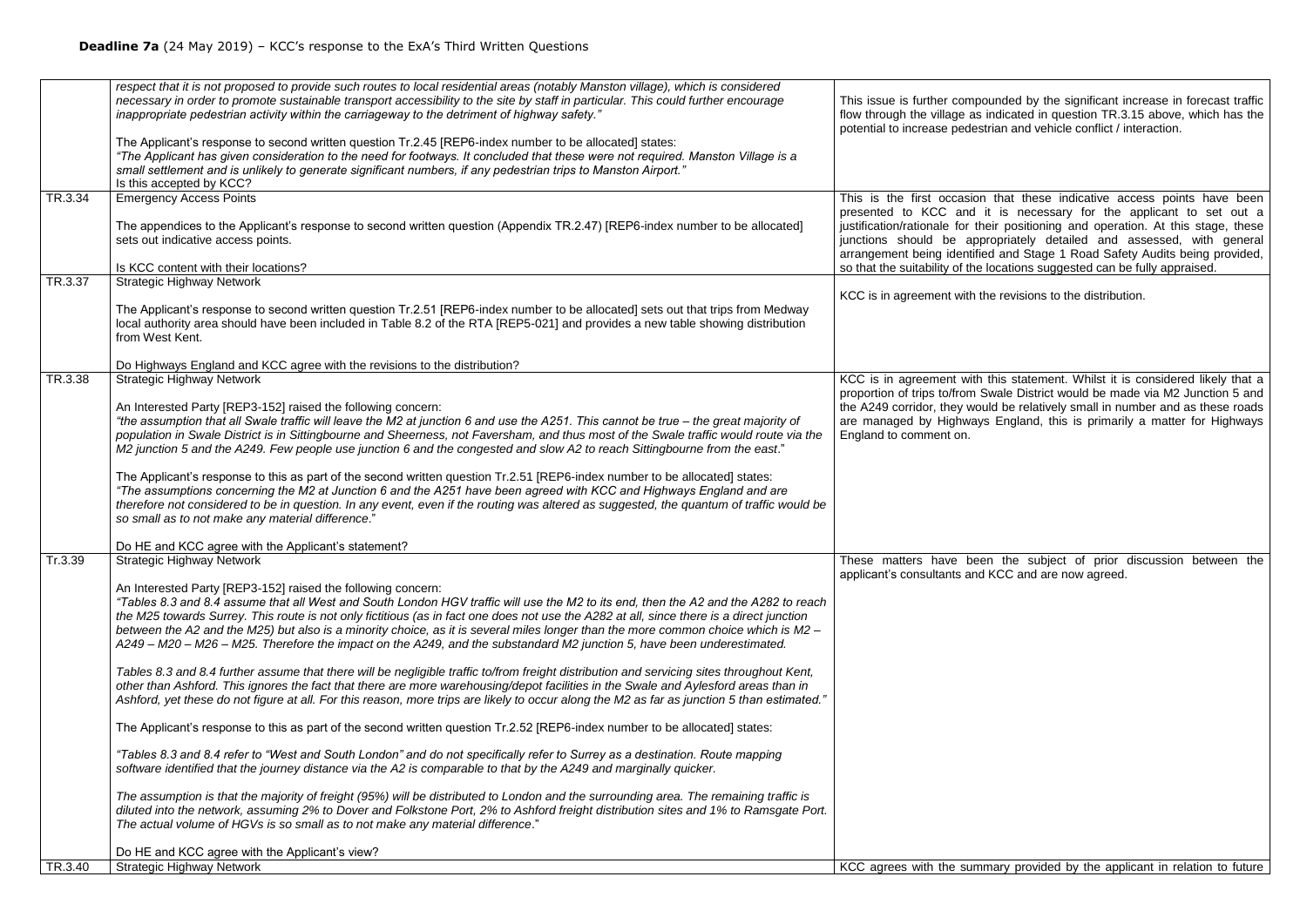**Deadline 7a** (24 May 2019) – KCC's response to the ExA's Third Written Questions

| | | |
|---|---|---|
| | *respect that it is not proposed to provide such routes to local residential areas (notably Manston village), which is considered necessary in order to promote sustainable transport accessibility to the site by staff in particular. This could further encourage inappropriate pedestrian activity within the carriageway to the detriment of highway safety."*<br><br>The Applicant's response to second written question Tr.2.45 [REP6-index number to be allocated] states:<br>*"The Applicant has given consideration to the need for footways. It concluded that these were not required. Manston Village is a small settlement and is unlikely to generate significant numbers, if any pedestrian trips to Manston Airport."*<br>Is this accepted by KCC? | This issue is further compounded by the significant increase in forecast traffic flow through the village as indicated in question TR.3.15 above, which has the potential to increase pedestrian and vehicle conflict / interaction. |
| TR.3.34 | Emergency Access Points<br><br>The appendices to the Applicant's response to second written question (Appendix TR.2.47) [REP6-index number to be allocated] sets out indicative access points.<br><br>Is KCC content with their locations? | This is the first occasion that these indicative access points have been presented to KCC and it is necessary for the applicant to set out a justification/rationale for their positioning and operation. At this stage, these junctions should be appropriately detailed and assessed, with general arrangement being identified and Stage 1 Road Safety Audits being provided, so that the suitability of the locations suggested can be fully appraised. |
| TR.3.37 | Strategic Highway Network<br><br>The Applicant's response to second written question Tr.2.51 [REP6-index number to be allocated] sets out that trips from Medway local authority area should have been included in Table 8.2 of the RTA [REP5-021] and provides a new table showing distribution from West Kent.<br><br>Do Highways England and KCC agree with the revisions to the distribution? | KCC is in agreement with the revisions to the distribution. |
| TR.3.38 | Strategic Highway Network<br><br>An Interested Party [REP3-152] raised the following concern:<br>*"the assumption that all Swale traffic will leave the M2 at junction 6 and use the A251. This cannot be true – the great majority of population in Swale District is in Sittingbourne and Sheerness, not Faversham, and thus most of the Swale traffic would route via the M2 junction 5 and the A249. Few people use junction 6 and the congested and slow A2 to reach Sittingbourne from the east*."<br><br>The Applicant's response to this as part of the second written question Tr.2.51 [REP6-index number to be allocated] states:<br>*"The assumptions concerning the M2 at Junction 6 and the A251 have been agreed with KCC and Highways England and are therefore not considered to be in question. In any event, even if the routing was altered as suggested, the quantum of traffic would be so small as to not make any material difference*."<br><br>Do HE and KCC agree with the Applicant's statement? | KCC is in agreement with this statement. Whilst it is considered likely that a proportion of trips to/from Swale District would be made via M2 Junction 5 and the A249 corridor, they would be relatively small in number and as these roads are managed by Highways England, this is primarily a matter for Highways England to comment on. |
| Tr.3.39 | Strategic Highway Network<br><br>An Interested Party [REP3-152] raised the following concern:<br>*"Tables 8.3 and 8.4 assume that all West and South London HGV traffic will use the M2 to its end, then the A2 and the A282 to reach the M25 towards Surrey. This route is not only fictitious (as in fact one does not use the A282 at all, since there is a direct junction between the A2 and the M25) but also is a minority choice, as it is several miles longer than the more common choice which is M2 – A249 – M20 – M26 – M25. Therefore the impact on the A249, and the substandard M2 junction 5, have been underestimated.*<br><br>*Tables 8.3 and 8.4 further assume that there will be negligible traffic to/from freight distribution and servicing sites throughout Kent, other than Ashford. This ignores the fact that there are more warehousing/depot facilities in the Swale and Aylesford areas than in Ashford, yet these do not figure at all. For this reason, more trips are likely to occur along the M2 as far as junction 5 than estimated."*<br><br>The Applicant's response to this as part of the second written question Tr.2.52 [REP6-index number to be allocated] states:<br><br>*"Tables 8.3 and 8.4 refer to "West and South London" and do not specifically refer to Surrey as a destination. Route mapping software identified that the journey distance via the A2 is comparable to that by the A249 and marginally quicker.*<br><br>*The assumption is that the majority of freight (95%) will be distributed to London and the surrounding area. The remaining traffic is diluted into the network, assuming 2% to Dover and Folkstone Port, 2% to Ashford freight distribution sites and 1% to Ramsgate Port. The actual volume of HGVs is so small as to not make any material difference*."<br><br>Do HE and KCC agree with the Applicant's view? | These matters have been the subject of prior discussion between the applicant's consultants and KCC and are now agreed. |
| TR.3.40 | Strategic Highway Network | KCC agrees with the summary provided by the applicant in relation to future |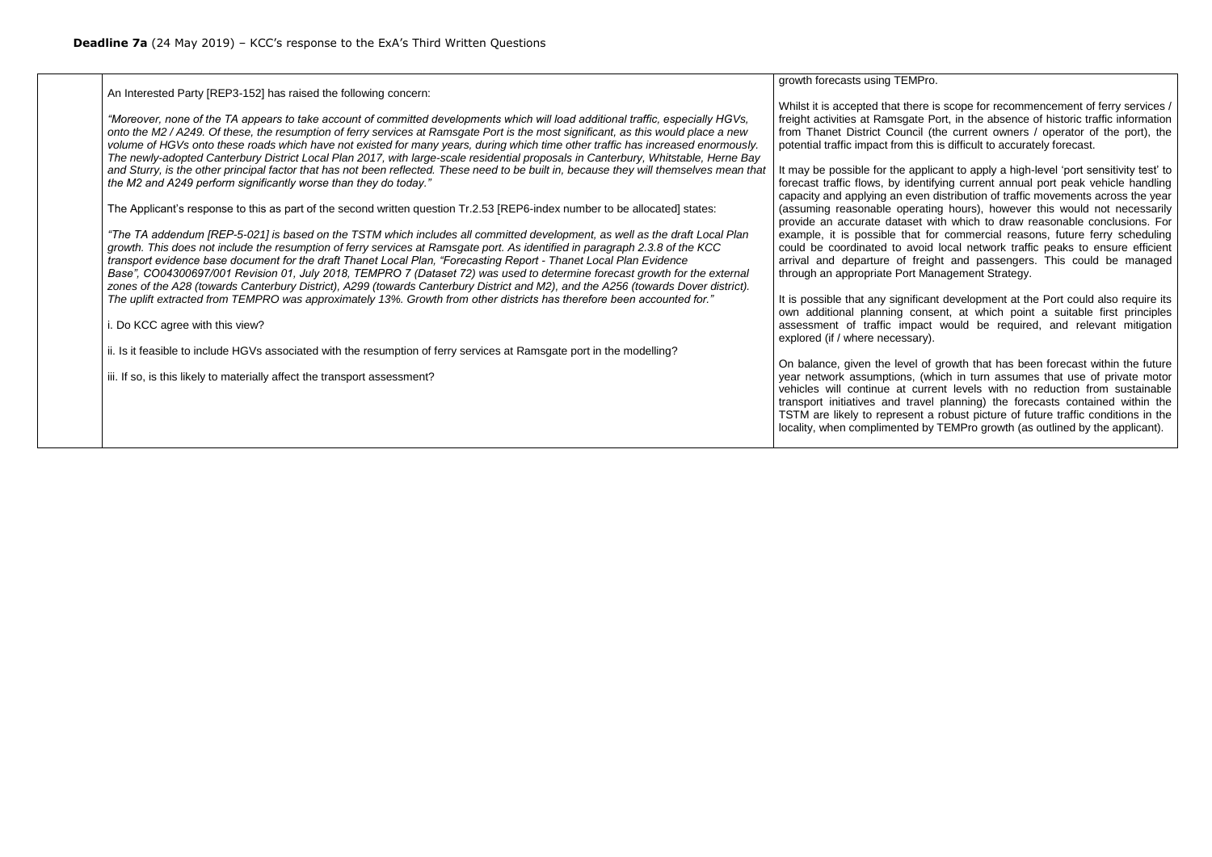**Deadline 7a** (24 May 2019) – KCC's response to the ExA's Third Written Questions

| | | |
|---|---|---|
| | An Interested Party [REP3-152] has raised the following concern:<br><br>*"Moreover, none of the TA appears to take account of committed developments which will load additional traffic, especially HGVs, onto the M2 / A249. Of these, the resumption of ferry services at Ramsgate Port is the most significant, as this would place a new volume of HGVs onto these roads which have not existed for many years, during which time other traffic has increased enormously. The newly-adopted Canterbury District Local Plan 2017, with large-scale residential proposals in Canterbury, Whitstable, Herne Bay and Sturry, is the other principal factor that has not been reflected. These need to be built in, because they will themselves mean that the M2 and A249 perform significantly worse than they do today."*<br><br>The Applicant's response to this as part of the second written question Tr.2.53 [REP6-index number to be allocated] states:<br><br>*"The TA addendum [REP-5-021] is based on the TSTM which includes all committed development, as well as the draft Local Plan growth. This does not include the resumption of ferry services at Ramsgate port. As identified in paragraph 2.3.8 of the KCC transport evidence base document for the draft Thanet Local Plan, "Forecasting Report - Thanet Local Plan Evidence Base", CO04300697/001 Revision 01, July 2018, TEMPRO 7 (Dataset 72) was used to determine forecast growth for the external zones of the A28 (towards Canterbury District), A299 (towards Canterbury District and M2), and the A256 (towards Dover district). The uplift extracted from TEMPRO was approximately 13%. Growth from other districts has therefore been accounted for."*<br><br>i. Do KCC agree with this view?<br><br>ii. Is it feasible to include HGVs associated with the resumption of ferry services at Ramsgate port in the modelling?<br><br>iii. If so, is this likely to materially affect the transport assessment? | growth forecasts using TEMPro.<br><br>Whilst it is accepted that there is scope for recommencement of ferry services / freight activities at Ramsgate Port, in the absence of historic traffic information from Thanet District Council (the current owners / operator of the port), the potential traffic impact from this is difficult to accurately forecast.<br><br>It may be possible for the applicant to apply a high-level 'port sensitivity test' to forecast traffic flows, by identifying current annual port peak vehicle handling capacity and applying an even distribution of traffic movements across the year (assuming reasonable operating hours), however this would not necessarily provide an accurate dataset with which to draw reasonable conclusions. For example, it is possible that for commercial reasons, future ferry scheduling could be coordinated to avoid local network traffic peaks to ensure efficient arrival and departure of freight and passengers. This could be managed through an appropriate Port Management Strategy.<br><br>It is possible that any significant development at the Port could also require its own additional planning consent, at which point a suitable first principles assessment of traffic impact would be required, and relevant mitigation explored (if / where necessary).<br><br>On balance, given the level of growth that has been forecast within the future year network assumptions, (which in turn assumes that use of private motor vehicles will continue at current levels with no reduction from sustainable transport initiatives and travel planning) the forecasts contained within the TSTM are likely to represent a robust picture of future traffic conditions in the locality, when complimented by TEMPro growth (as outlined by the applicant). |